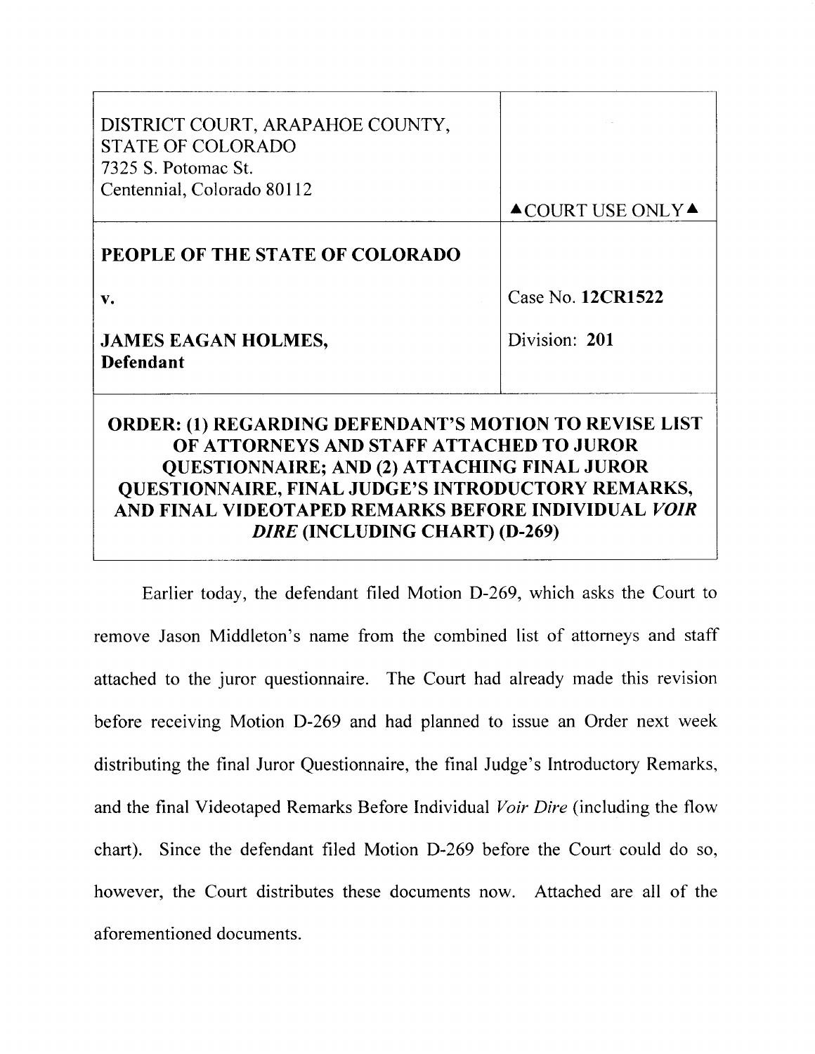| | |
|---|---|
| DISTRICT COURT, ARAPAHOE COUNTY, STATE OF COLORADO<br>7325 S. Potomac St.<br>Centennial, Colorado 80112 | ▲COURT USE ONLY▲ |
| **PEOPLE OF THE STATE OF COLORADO**<br><br>**v.**<br><br>**JAMES EAGAN HOLMES, Defendant** | Case No. **12CR1522**<br><br>Division: **201** |

**ORDER: (1) REGARDING DEFENDANT'S MOTION TO REVISE LIST OF ATTORNEYS AND STAFF ATTACHED TO JUROR QUESTIONNAIRE; AND (2) ATTACHING FINAL JUROR QUESTIONNAIRE, FINAL JUDGE'S INTRODUCTORY REMARKS, AND FINAL VIDEOTAPED REMARKS BEFORE INDIVIDUAL *VOIR DIRE* (INCLUDING CHART) (D-269)**

Earlier today, the defendant filed Motion D-269, which asks the Court to remove Jason Middleton's name from the combined list of attorneys and staff attached to the juror questionnaire. The Court had already made this revision before receiving Motion D-269 and had planned to issue an Order next week distributing the final Juror Questionnaire, the final Judge's Introductory Remarks, and the final Videotaped Remarks Before Individual *Voir Dire* (including the flow chart). Since the defendant filed Motion D-269 before the Court could do so, however, the Court distributes these documents now. Attached are all of the aforementioned documents.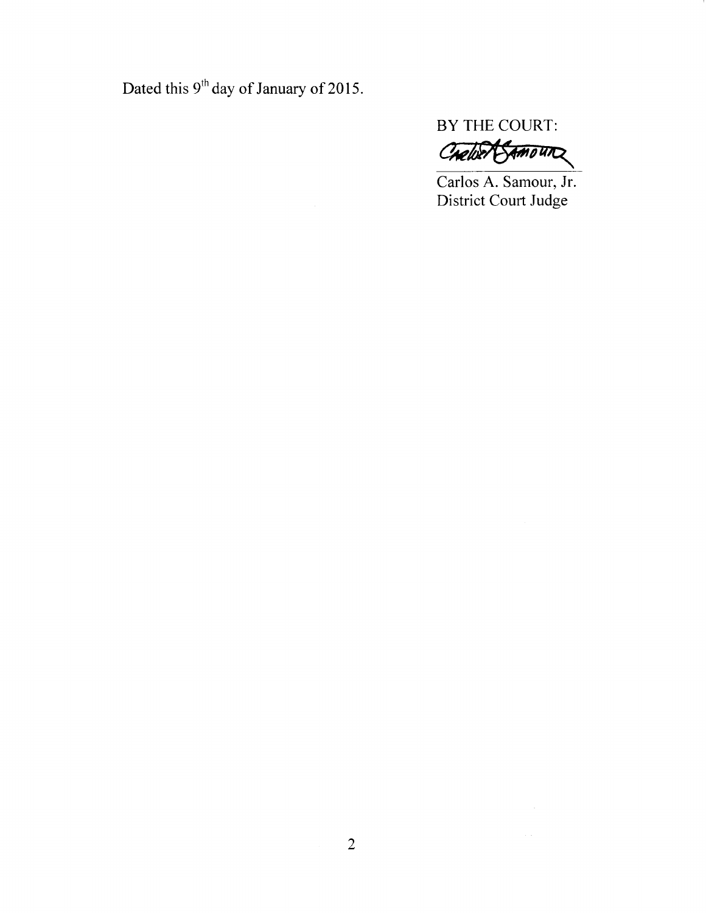Dated this 9th day of January of 2015.

BY THE COURT:

Carlos A. Samour, Jr.
District Court Judge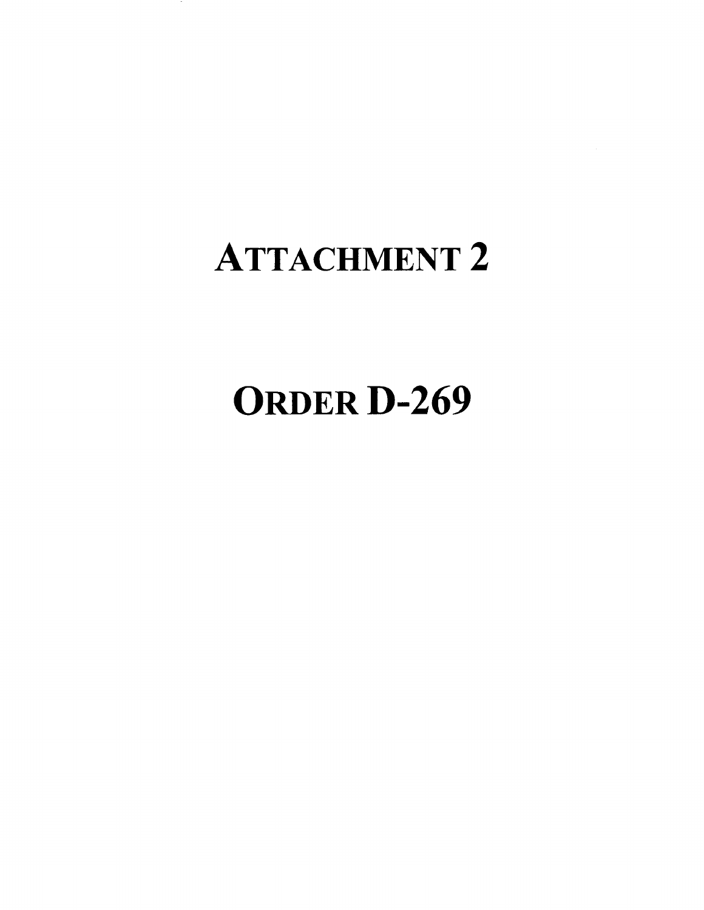# ATTACHMENT 2

# ORDER D-269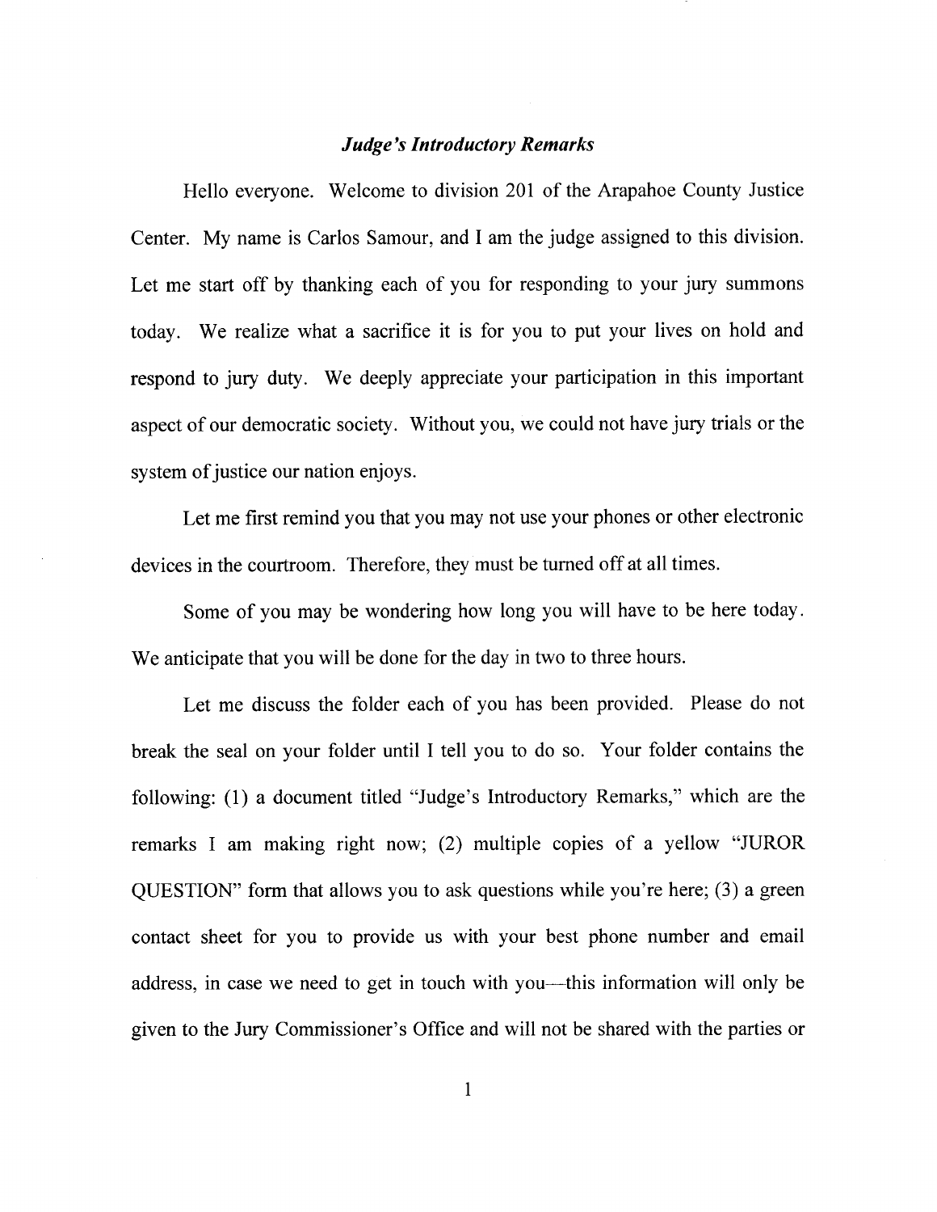## *Judge's Introductory Remarks*

Hello everyone. Welcome to division 201 of the Arapahoe County Justice Center. My name is Carlos Samour, and I am the judge assigned to this division. Let me start off by thanking each of you for responding to your jury summons today. We realize what a sacrifice it is for you to put your lives on hold and respond to jury duty. We deeply appreciate your participation in this important aspect of our democratic society. Without you, we could not have jury trials or the system of justice our nation enjoys.

Let me first remind you that you may not use your phones or other electronic devices in the courtroom. Therefore, they must be turned off at all times.

Some of you may be wondering how long you will have to be here today. We anticipate that you will be done for the day in two to three hours.

Let me discuss the folder each of you has been provided. Please do not break the seal on your folder until I tell you to do so. Your folder contains the following: (1) a document titled "Judge's Introductory Remarks," which are the remarks I am making right now; (2) multiple copies of a yellow "JUROR QUESTION" form that allows you to ask questions while you're here; (3) a green contact sheet for you to provide us with your best phone number and email address, in case we need to get in touch with you—this information will only be given to the Jury Commissioner's Office and will not be shared with the parties or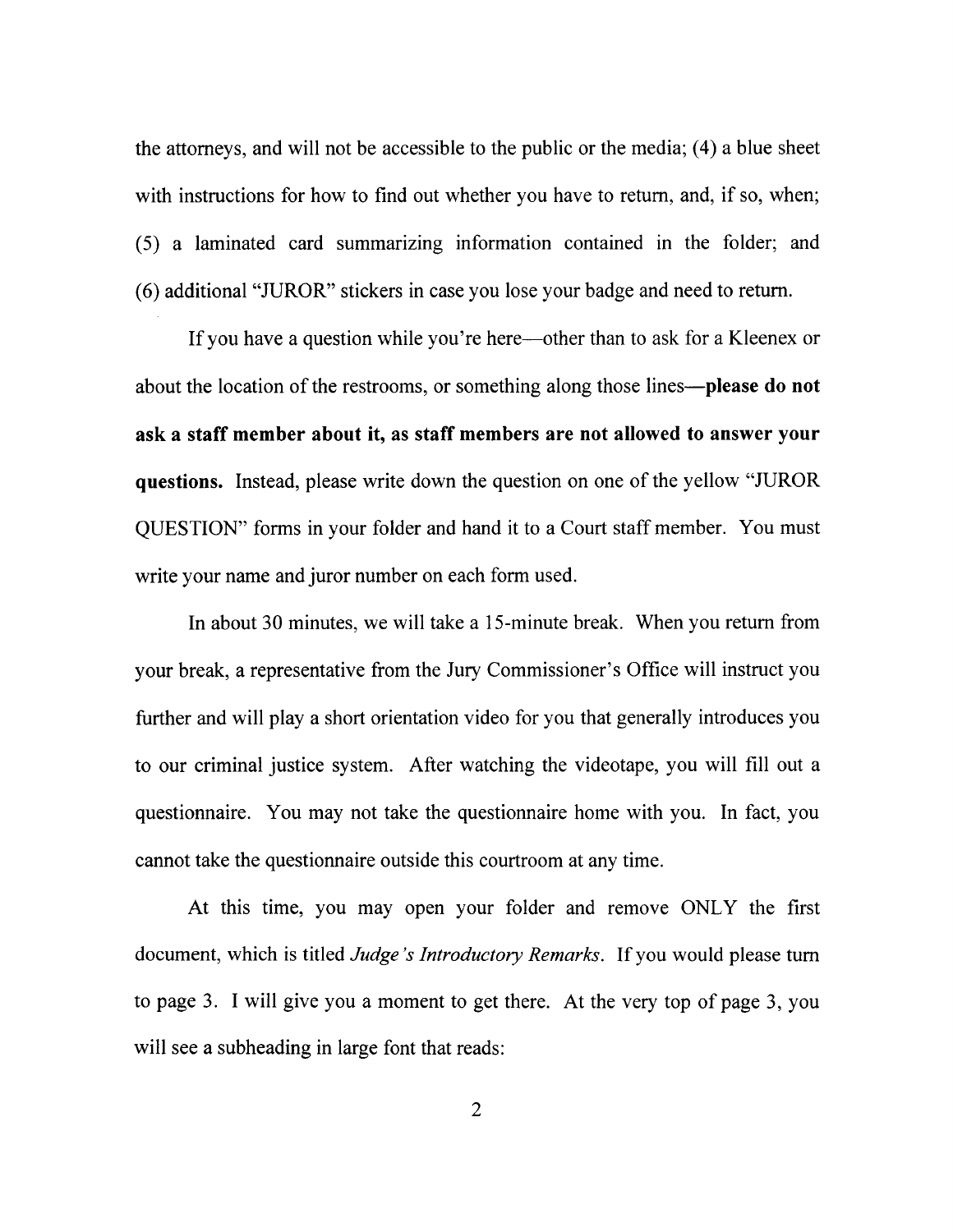the attorneys, and will not be accessible to the public or the media; (4) a blue sheet with instructions for how to find out whether you have to return, and, if so, when; (5) a laminated card summarizing information contained in the folder; and (6) additional "JUROR" stickers in case you lose your badge and need to return.

If you have a question while you're here—other than to ask for a Kleenex or about the location of the restrooms, or something along those lines—**please do not ask a staff member about it, as staff members are not allowed to answer your questions.** Instead, please write down the question on one of the yellow "JUROR QUESTION" forms in your folder and hand it to a Court staff member. You must write your name and juror number on each form used.

In about 30 minutes, we will take a 15-minute break. When you return from your break, a representative from the Jury Commissioner's Office will instruct you further and will play a short orientation video for you that generally introduces you to our criminal justice system. After watching the videotape, you will fill out a questionnaire. You may not take the questionnaire home with you. In fact, you cannot take the questionnaire outside this courtroom at any time.

At this time, you may open your folder and remove ONLY the first document, which is titled *Judge's Introductory Remarks*. If you would please turn to page 3. I will give you a moment to get there. At the very top of page 3, you will see a subheading in large font that reads: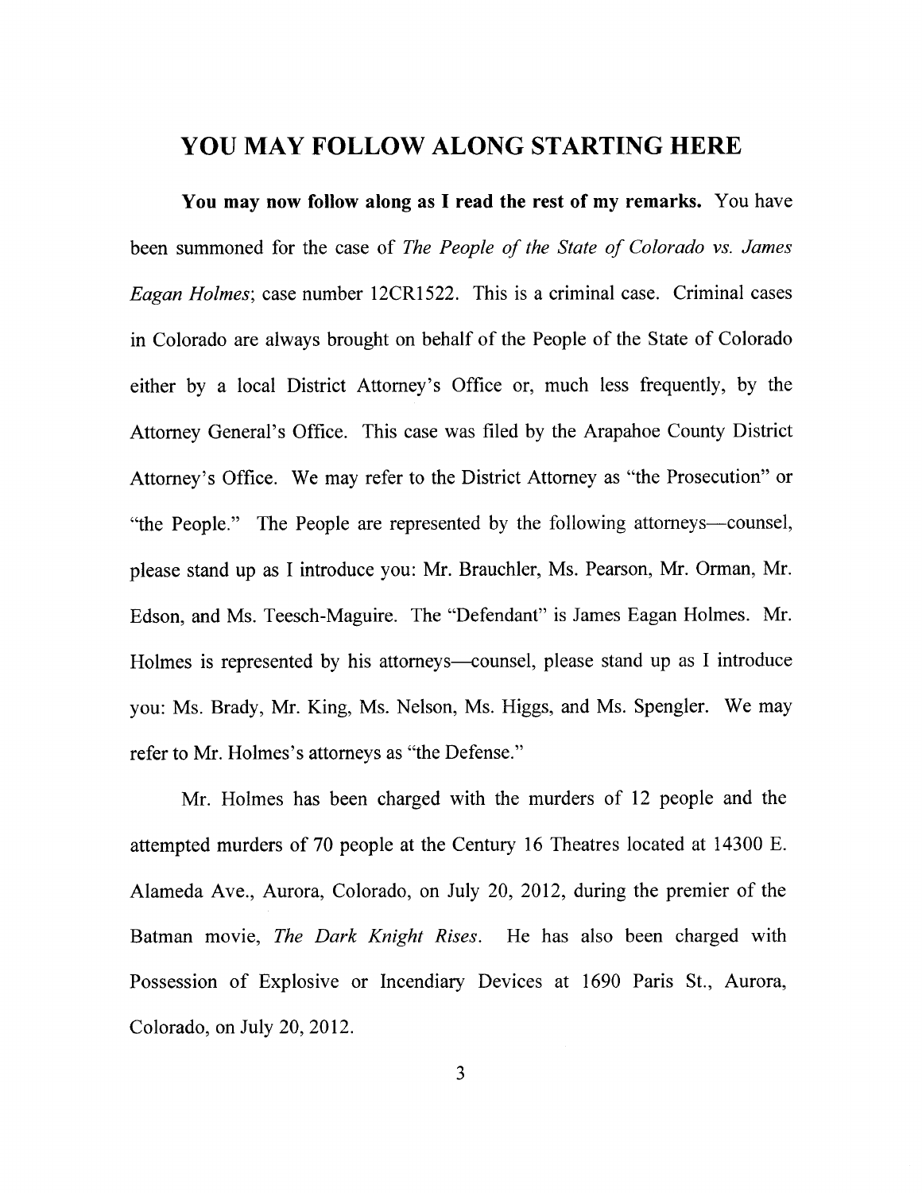## YOU MAY FOLLOW ALONG STARTING HERE

**You may now follow along as I read the rest of my remarks.** You have been summoned for the case of *The People of the State of Colorado vs. James Eagan Holmes*; case number 12CR1522. This is a criminal case. Criminal cases in Colorado are always brought on behalf of the People of the State of Colorado either by a local District Attorney's Office or, much less frequently, by the Attorney General's Office. This case was filed by the Arapahoe County District Attorney's Office. We may refer to the District Attorney as "the Prosecution" or "the People." The People are represented by the following attorneys—counsel, please stand up as I introduce you: Mr. Brauchler, Ms. Pearson, Mr. Orman, Mr. Edson, and Ms. Teesch-Maguire. The "Defendant" is James Eagan Holmes. Mr. Holmes is represented by his attorneys—counsel, please stand up as I introduce you: Ms. Brady, Mr. King, Ms. Nelson, Ms. Higgs, and Ms. Spengler. We may refer to Mr. Holmes's attorneys as "the Defense."

Mr. Holmes has been charged with the murders of 12 people and the attempted murders of 70 people at the Century 16 Theatres located at 14300 E. Alameda Ave., Aurora, Colorado, on July 20, 2012, during the premier of the Batman movie, *The Dark Knight Rises*. He has also been charged with Possession of Explosive or Incendiary Devices at 1690 Paris St., Aurora, Colorado, on July 20, 2012.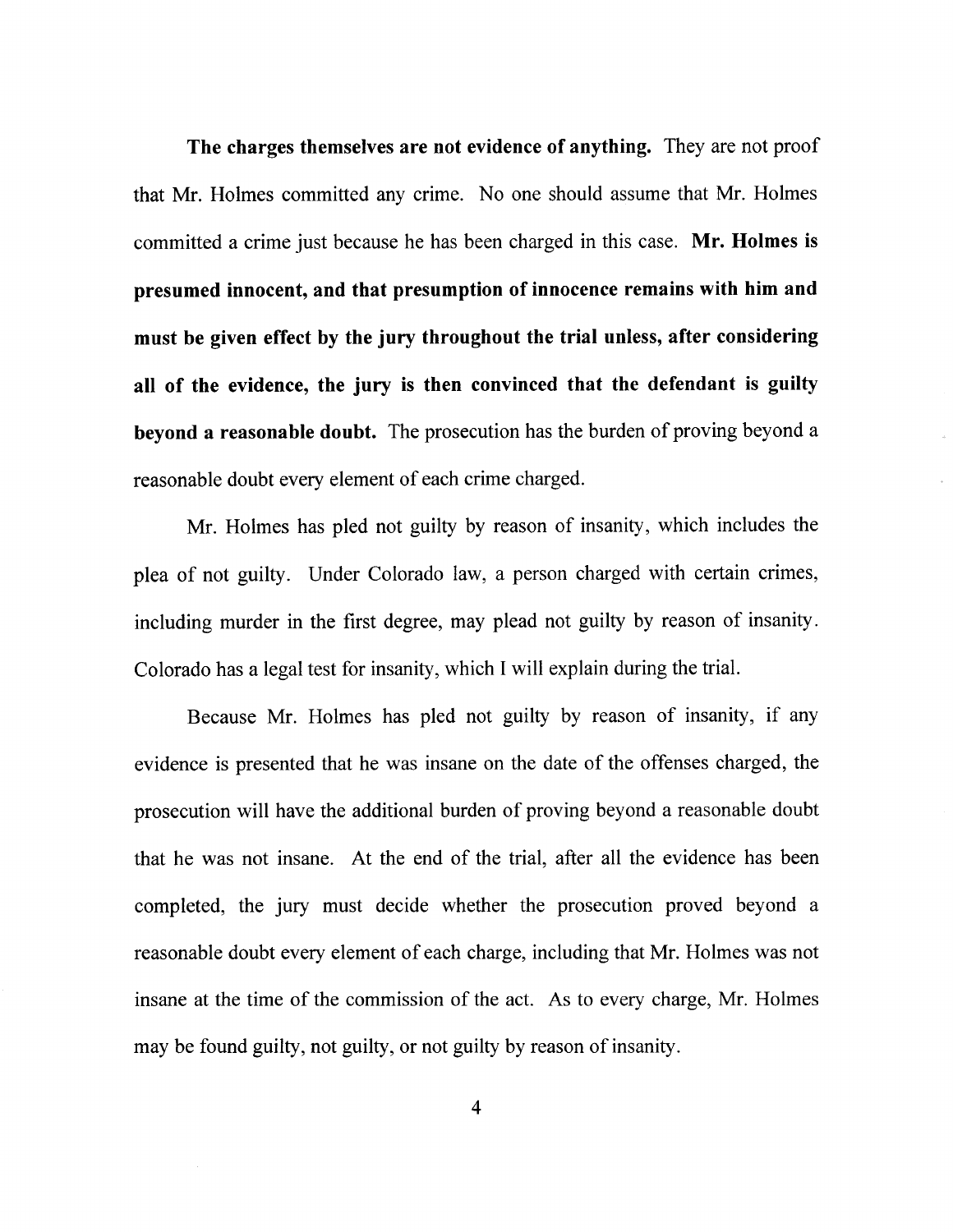**The charges themselves are not evidence of anything.** They are not proof that Mr. Holmes committed any crime. No one should assume that Mr. Holmes committed a crime just because he has been charged in this case. **Mr. Holmes is presumed innocent, and that presumption of innocence remains with him and must be given effect by the jury throughout the trial unless, after considering all of the evidence, the jury is then convinced that the defendant is guilty beyond a reasonable doubt.** The prosecution has the burden of proving beyond a reasonable doubt every element of each crime charged.

Mr. Holmes has pled not guilty by reason of insanity, which includes the plea of not guilty. Under Colorado law, a person charged with certain crimes, including murder in the first degree, may plead not guilty by reason of insanity. Colorado has a legal test for insanity, which I will explain during the trial.

Because Mr. Holmes has pled not guilty by reason of insanity, if any evidence is presented that he was insane on the date of the offenses charged, the prosecution will have the additional burden of proving beyond a reasonable doubt that he was not insane. At the end of the trial, after all the evidence has been completed, the jury must decide whether the prosecution proved beyond a reasonable doubt every element of each charge, including that Mr. Holmes was not insane at the time of the commission of the act. As to every charge, Mr. Holmes may be found guilty, not guilty, or not guilty by reason of insanity.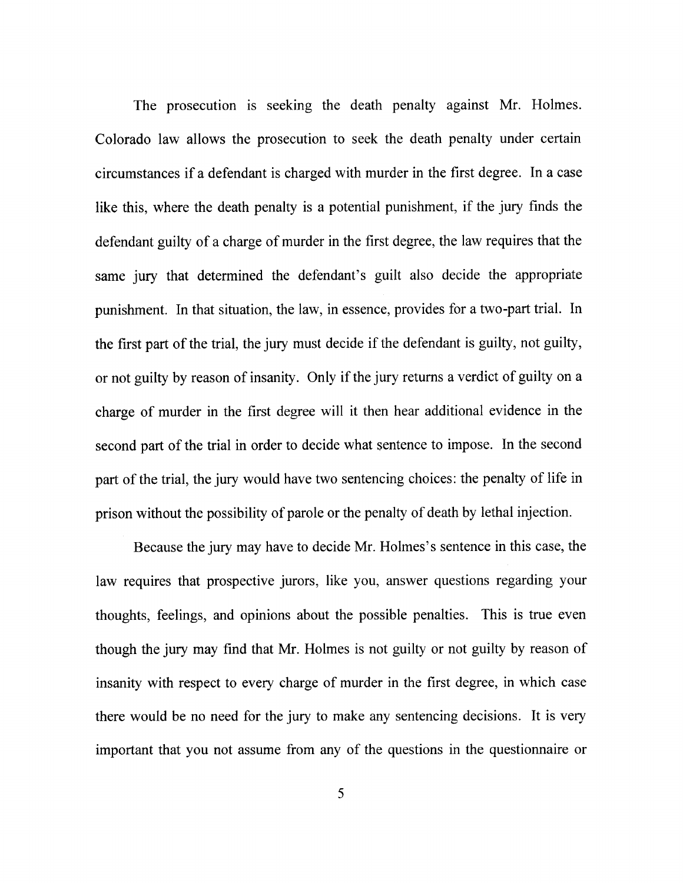The prosecution is seeking the death penalty against Mr. Holmes. Colorado law allows the prosecution to seek the death penalty under certain circumstances if a defendant is charged with murder in the first degree. In a case like this, where the death penalty is a potential punishment, if the jury finds the defendant guilty of a charge of murder in the first degree, the law requires that the same jury that determined the defendant's guilt also decide the appropriate punishment. In that situation, the law, in essence, provides for a two-part trial. In the first part of the trial, the jury must decide if the defendant is guilty, not guilty, or not guilty by reason of insanity. Only if the jury returns a verdict of guilty on a charge of murder in the first degree will it then hear additional evidence in the second part of the trial in order to decide what sentence to impose. In the second part of the trial, the jury would have two sentencing choices: the penalty of life in prison without the possibility of parole or the penalty of death by lethal injection.

Because the jury may have to decide Mr. Holmes's sentence in this case, the law requires that prospective jurors, like you, answer questions regarding your thoughts, feelings, and opinions about the possible penalties. This is true even though the jury may find that Mr. Holmes is not guilty or not guilty by reason of insanity with respect to every charge of murder in the first degree, in which case there would be no need for the jury to make any sentencing decisions. It is very important that you not assume from any of the questions in the questionnaire or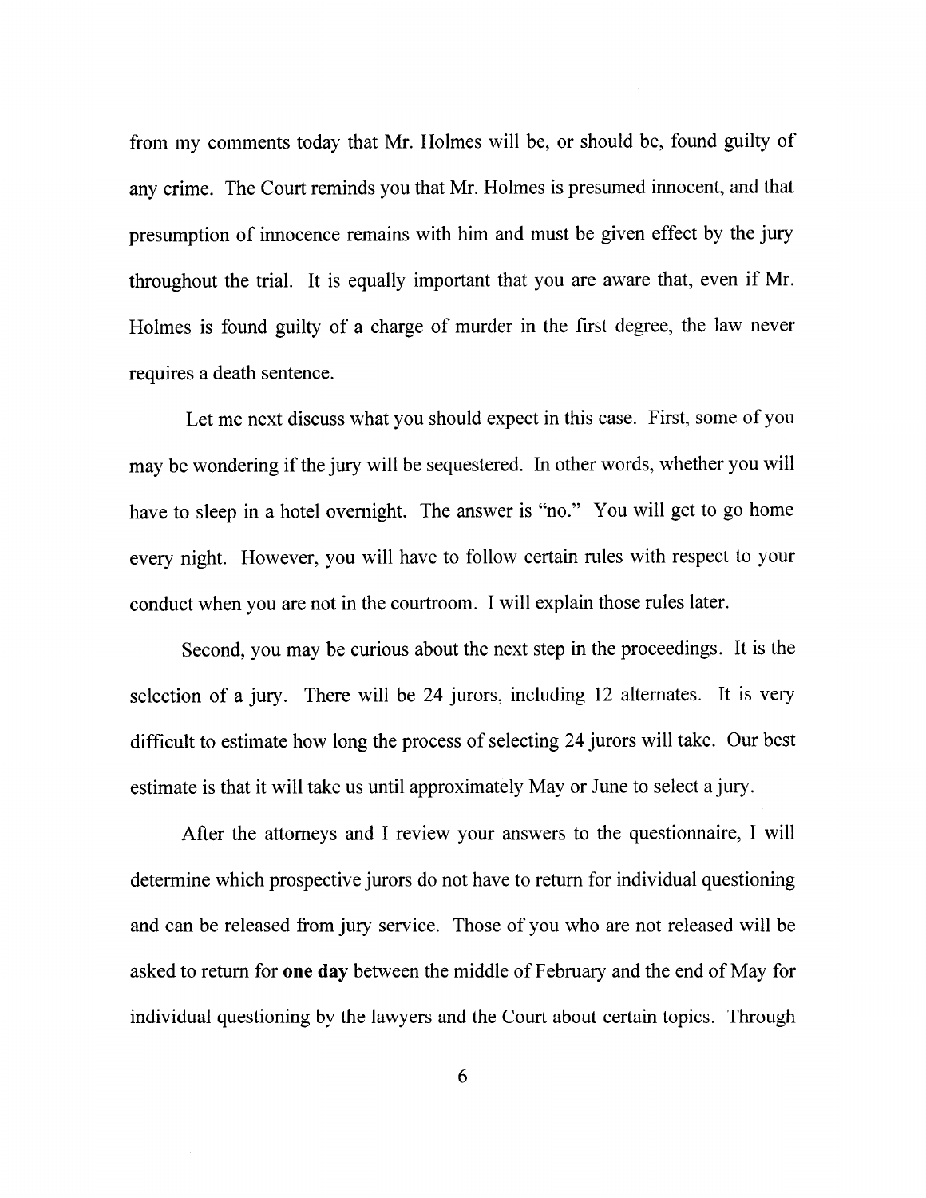from my comments today that Mr. Holmes will be, or should be, found guilty of any crime. The Court reminds you that Mr. Holmes is presumed innocent, and that presumption of innocence remains with him and must be given effect by the jury throughout the trial. It is equally important that you are aware that, even if Mr. Holmes is found guilty of a charge of murder in the first degree, the law never requires a death sentence.

Let me next discuss what you should expect in this case. First, some of you may be wondering if the jury will be sequestered. In other words, whether you will have to sleep in a hotel overnight. The answer is "no." You will get to go home every night. However, you will have to follow certain rules with respect to your conduct when you are not in the courtroom. I will explain those rules later.

Second, you may be curious about the next step in the proceedings. It is the selection of a jury. There will be 24 jurors, including 12 alternates. It is very difficult to estimate how long the process of selecting 24 jurors will take. Our best estimate is that it will take us until approximately May or June to select a jury.

After the attorneys and I review your answers to the questionnaire, I will determine which prospective jurors do not have to return for individual questioning and can be released from jury service. Those of you who are not released will be asked to return for **one day** between the middle of February and the end of May for individual questioning by the lawyers and the Court about certain topics. Through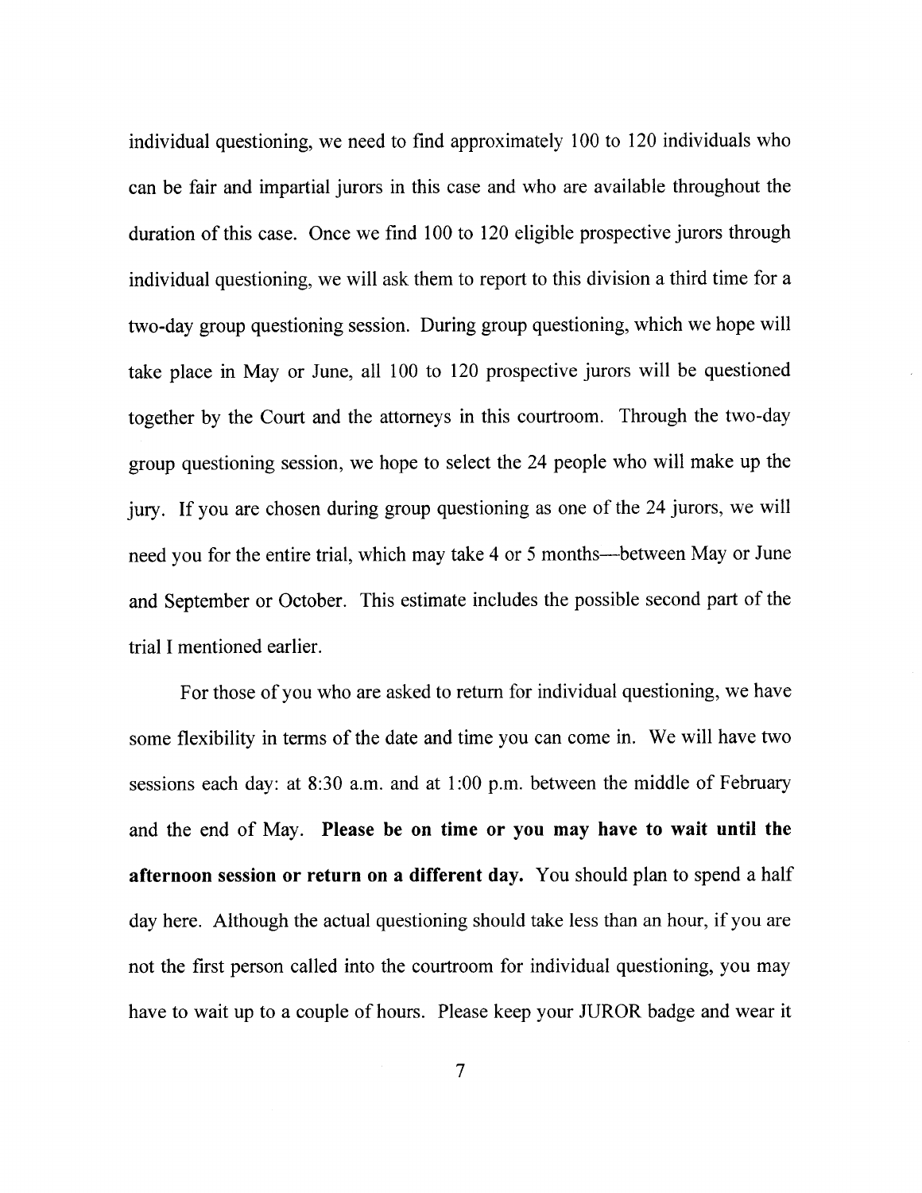individual questioning, we need to find approximately 100 to 120 individuals who can be fair and impartial jurors in this case and who are available throughout the duration of this case. Once we find 100 to 120 eligible prospective jurors through individual questioning, we will ask them to report to this division a third time for a two-day group questioning session. During group questioning, which we hope will take place in May or June, all 100 to 120 prospective jurors will be questioned together by the Court and the attorneys in this courtroom. Through the two-day group questioning session, we hope to select the 24 people who will make up the jury. If you are chosen during group questioning as one of the 24 jurors, we will need you for the entire trial, which may take 4 or 5 months—between May or June and September or October. This estimate includes the possible second part of the trial I mentioned earlier.

For those of you who are asked to return for individual questioning, we have some flexibility in terms of the date and time you can come in. We will have two sessions each day: at 8:30 a.m. and at 1:00 p.m. between the middle of February and the end of May. **Please be on time or you may have to wait until the afternoon session or return on a different day.** You should plan to spend a half day here. Although the actual questioning should take less than an hour, if you are not the first person called into the courtroom for individual questioning, you may have to wait up to a couple of hours. Please keep your JUROR badge and wear it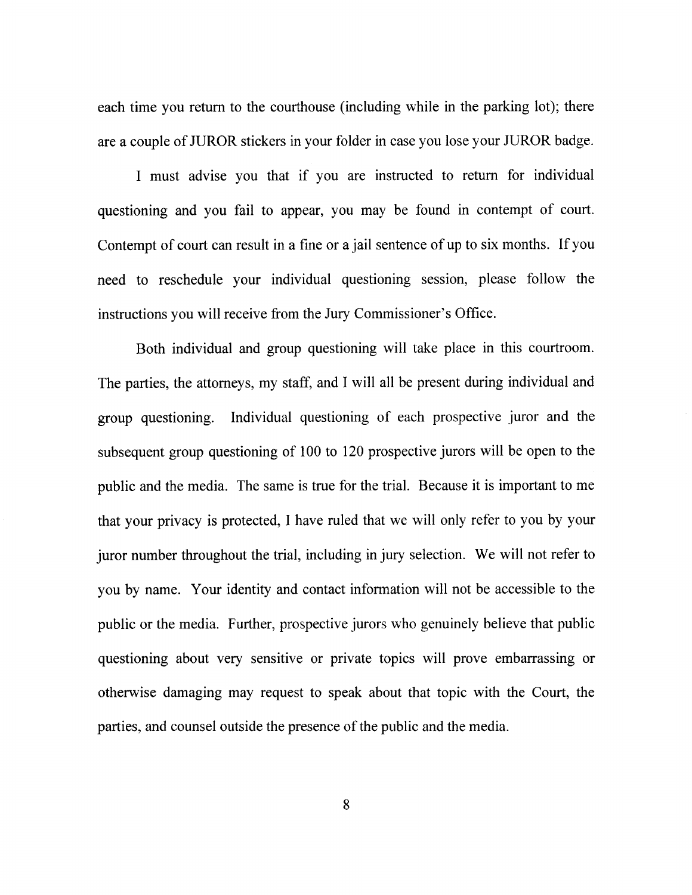each time you return to the courthouse (including while in the parking lot); there are a couple of JUROR stickers in your folder in case you lose your JUROR badge.

I must advise you that if you are instructed to return for individual questioning and you fail to appear, you may be found in contempt of court. Contempt of court can result in a fine or a jail sentence of up to six months. If you need to reschedule your individual questioning session, please follow the instructions you will receive from the Jury Commissioner's Office.

Both individual and group questioning will take place in this courtroom. The parties, the attorneys, my staff, and I will all be present during individual and group questioning. Individual questioning of each prospective juror and the subsequent group questioning of 100 to 120 prospective jurors will be open to the public and the media. The same is true for the trial. Because it is important to me that your privacy is protected, I have ruled that we will only refer to you by your juror number throughout the trial, including in jury selection. We will not refer to you by name. Your identity and contact information will not be accessible to the public or the media. Further, prospective jurors who genuinely believe that public questioning about very sensitive or private topics will prove embarrassing or otherwise damaging may request to speak about that topic with the Court, the parties, and counsel outside the presence of the public and the media.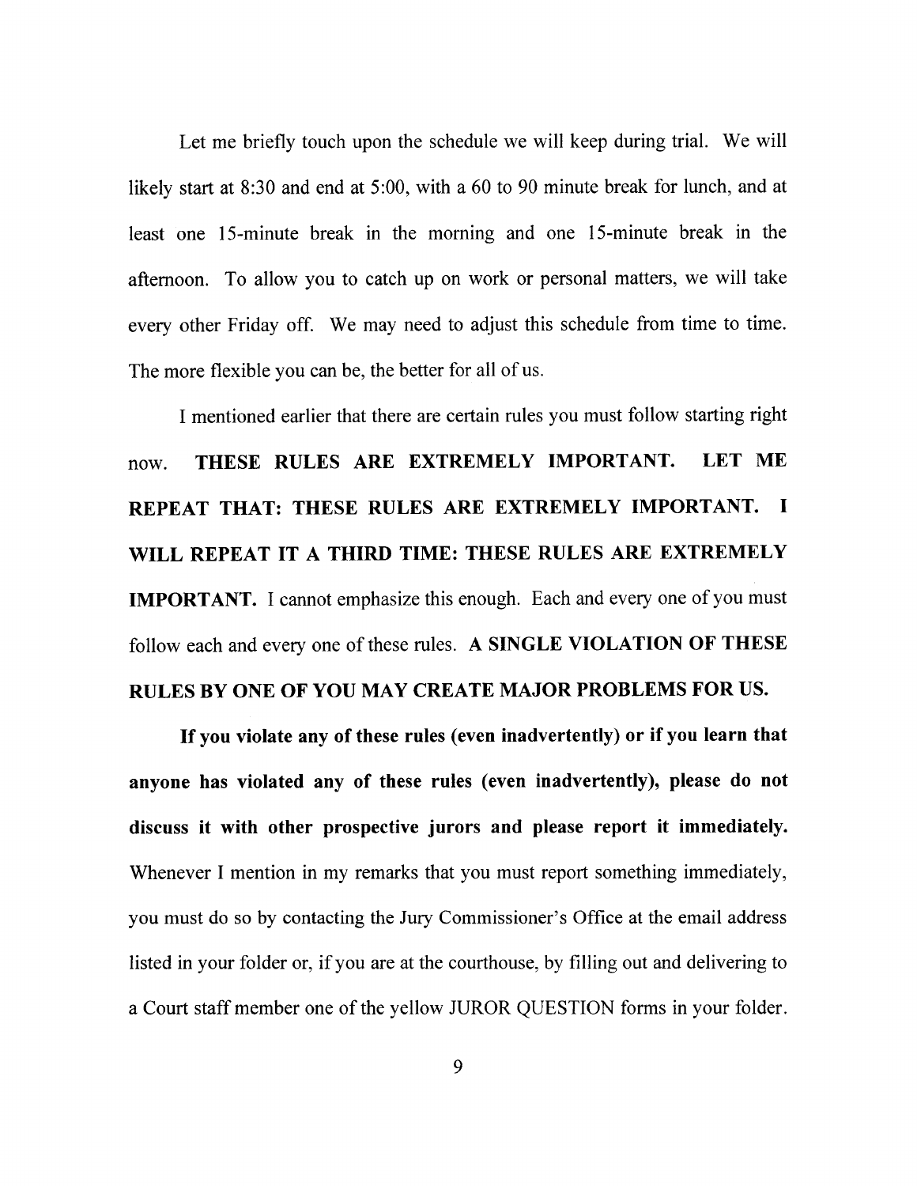Let me briefly touch upon the schedule we will keep during trial. We will likely start at 8:30 and end at 5:00, with a 60 to 90 minute break for lunch, and at least one 15-minute break in the morning and one 15-minute break in the afternoon. To allow you to catch up on work or personal matters, we will take every other Friday off. We may need to adjust this schedule from time to time. The more flexible you can be, the better for all of us.

I mentioned earlier that there are certain rules you must follow starting right now. **THESE RULES ARE EXTREMELY IMPORTANT. LET ME REPEAT THAT: THESE RULES ARE EXTREMELY IMPORTANT. I WILL REPEAT IT A THIRD TIME: THESE RULES ARE EXTREMELY IMPORTANT.** I cannot emphasize this enough. Each and every one of you must follow each and every one of these rules. **A SINGLE VIOLATION OF THESE RULES BY ONE OF YOU MAY CREATE MAJOR PROBLEMS FOR US.**

**If you violate any of these rules (even inadvertently) or if you learn that anyone has violated any of these rules (even inadvertently), please do not discuss it with other prospective jurors and please report it immediately.** Whenever I mention in my remarks that you must report something immediately, you must do so by contacting the Jury Commissioner's Office at the email address listed in your folder or, if you are at the courthouse, by filling out and delivering to a Court staff member one of the yellow JUROR QUESTION forms in your folder.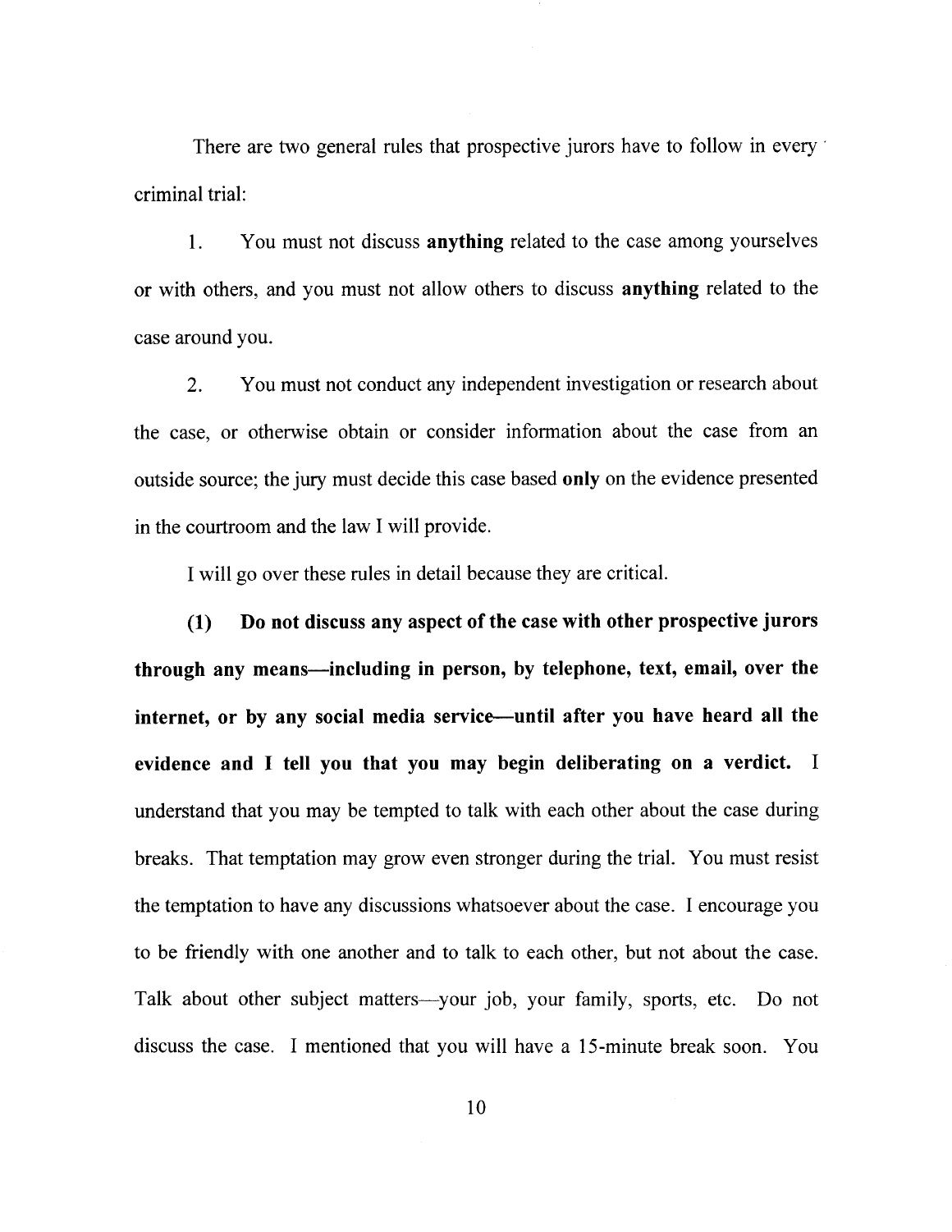There are two general rules that prospective jurors have to follow in every criminal trial:

1. You must not discuss **anything** related to the case among yourselves or with others, and you must not allow others to discuss **anything** related to the case around you.

2. You must not conduct any independent investigation or research about the case, or otherwise obtain or consider information about the case from an outside source; the jury must decide this case based **only** on the evidence presented in the courtroom and the law I will provide.

I will go over these rules in detail because they are critical.

**(1) Do not discuss any aspect of the case with other prospective jurors through any means—including in person, by telephone, text, email, over the internet, or by any social media service—until after you have heard all the evidence and I tell you that you may begin deliberating on a verdict.** I understand that you may be tempted to talk with each other about the case during breaks. That temptation may grow even stronger during the trial. You must resist the temptation to have any discussions whatsoever about the case. I encourage you to be friendly with one another and to talk to each other, but not about the case. Talk about other subject matters—your job, your family, sports, etc. Do not discuss the case. I mentioned that you will have a 15-minute break soon. You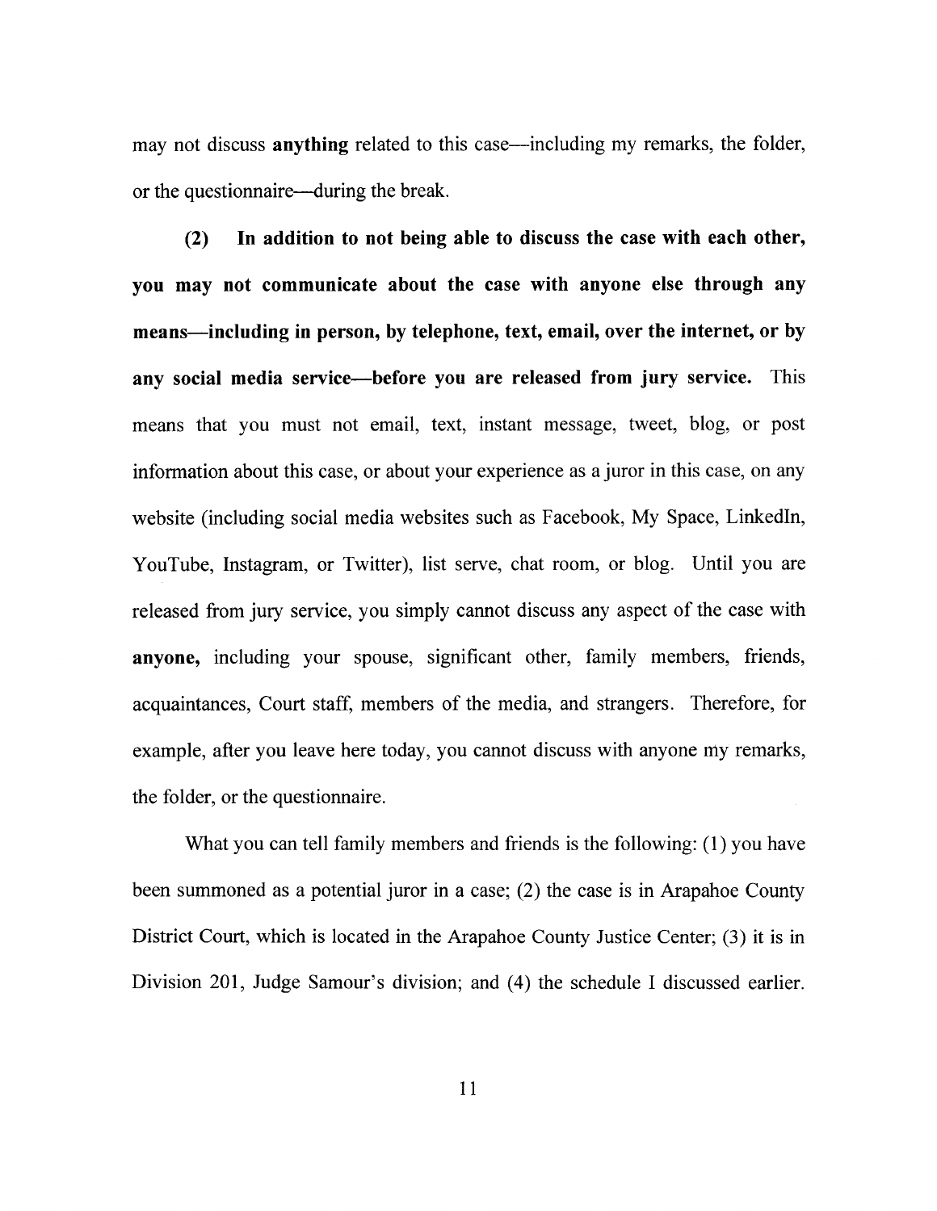may not discuss **anything** related to this case—including my remarks, the folder, or the questionnaire—during the break.

**(2) In addition to not being able to discuss the case with each other, you may not communicate about the case with anyone else through any means—including in person, by telephone, text, email, over the internet, or by any social media service—before you are released from jury service.** This means that you must not email, text, instant message, tweet, blog, or post information about this case, or about your experience as a juror in this case, on any website (including social media websites such as Facebook, My Space, LinkedIn, YouTube, Instagram, or Twitter), list serve, chat room, or blog. Until you are released from jury service, you simply cannot discuss any aspect of the case with **anyone,** including your spouse, significant other, family members, friends, acquaintances, Court staff, members of the media, and strangers. Therefore, for example, after you leave here today, you cannot discuss with anyone my remarks, the folder, or the questionnaire.

What you can tell family members and friends is the following: (1) you have been summoned as a potential juror in a case; (2) the case is in Arapahoe County District Court, which is located in the Arapahoe County Justice Center; (3) it is in Division 201, Judge Samour's division; and (4) the schedule I discussed earlier.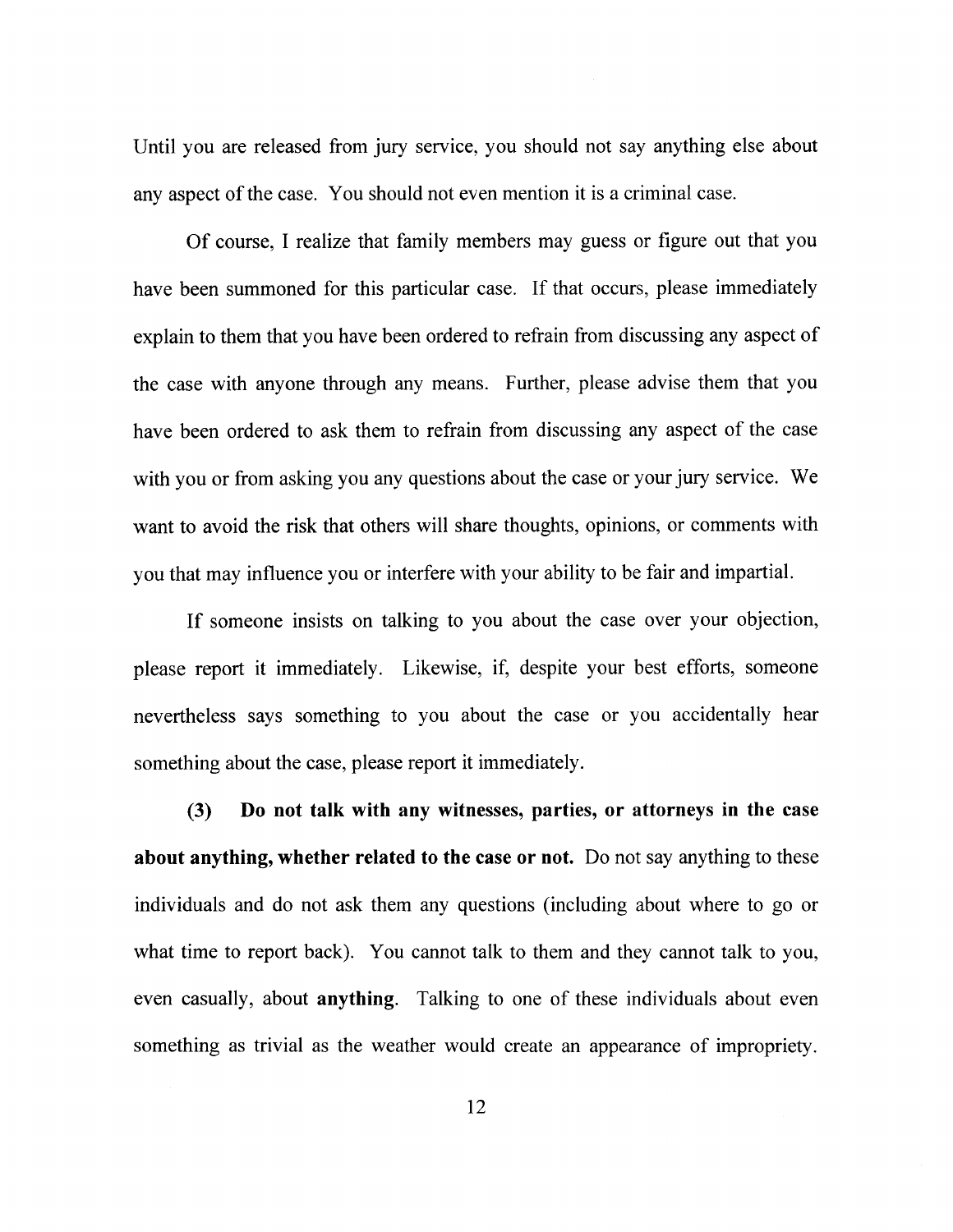Until you are released from jury service, you should not say anything else about any aspect of the case. You should not even mention it is a criminal case.

Of course, I realize that family members may guess or figure out that you have been summoned for this particular case. If that occurs, please immediately explain to them that you have been ordered to refrain from discussing any aspect of the case with anyone through any means. Further, please advise them that you have been ordered to ask them to refrain from discussing any aspect of the case with you or from asking you any questions about the case or your jury service. We want to avoid the risk that others will share thoughts, opinions, or comments with you that may influence you or interfere with your ability to be fair and impartial.

If someone insists on talking to you about the case over your objection, please report it immediately. Likewise, if, despite your best efforts, someone nevertheless says something to you about the case or you accidentally hear something about the case, please report it immediately.

**(3) Do not talk with any witnesses, parties, or attorneys in the case about anything, whether related to the case or not.** Do not say anything to these individuals and do not ask them any questions (including about where to go or what time to report back). You cannot talk to them and they cannot talk to you, even casually, about **anything**. Talking to one of these individuals about even something as trivial as the weather would create an appearance of impropriety.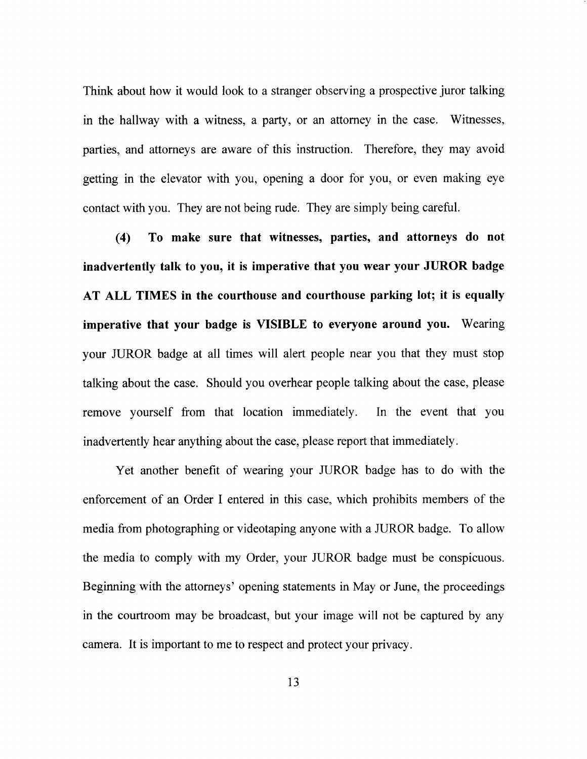Think about how it would look to a stranger observing a prospective juror talking in the hallway with a witness, a party, or an attorney in the case. Witnesses, parties, and attorneys are aware of this instruction. Therefore, they may avoid getting in the elevator with you, opening a door for you, or even making eye contact with you. They are not being rude. They are simply being careful.

**(4) To make sure that witnesses, parties, and attorneys do not inadvertently talk to you, it is imperative that you wear your JUROR badge AT ALL TIMES in the courthouse and courthouse parking lot; it is equally imperative that your badge is VISIBLE to everyone around you.** Wearing your JUROR badge at all times will alert people near you that they must stop talking about the case. Should you overhear people talking about the case, please remove yourself from that location immediately. In the event that you inadvertently hear anything about the case, please report that immediately.

Yet another benefit of wearing your JUROR badge has to do with the enforcement of an Order I entered in this case, which prohibits members of the media from photographing or videotaping anyone with a JUROR badge. To allow the media to comply with my Order, your JUROR badge must be conspicuous. Beginning with the attorneys' opening statements in May or June, the proceedings in the courtroom may be broadcast, but your image will not be captured by any camera. It is important to me to respect and protect your privacy.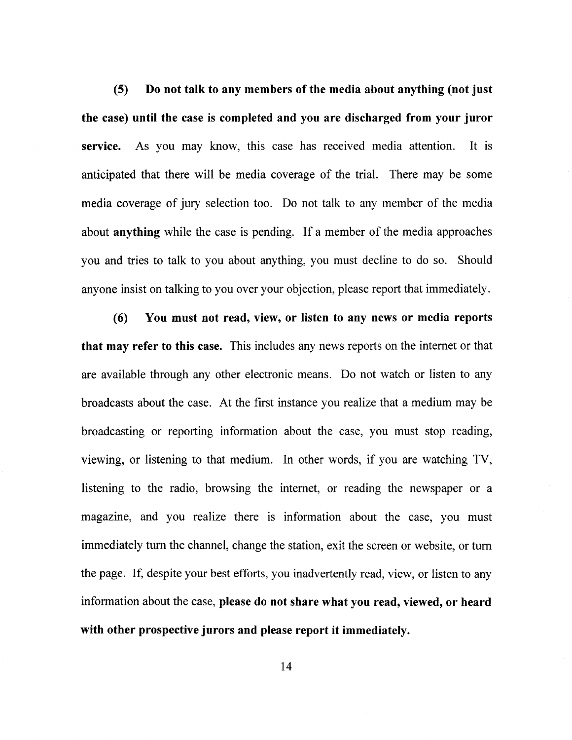**(5) Do not talk to any members of the media about anything (not just the case) until the case is completed and you are discharged from your juror service.** As you may know, this case has received media attention. It is anticipated that there will be media coverage of the trial. There may be some media coverage of jury selection too. Do not talk to any member of the media about **anything** while the case is pending. If a member of the media approaches you and tries to talk to you about anything, you must decline to do so. Should anyone insist on talking to you over your objection, please report that immediately.

**(6) You must not read, view, or listen to any news or media reports that may refer to this case.** This includes any news reports on the internet or that are available through any other electronic means. Do not watch or listen to any broadcasts about the case. At the first instance you realize that a medium may be broadcasting or reporting information about the case, you must stop reading, viewing, or listening to that medium. In other words, if you are watching TV, listening to the radio, browsing the internet, or reading the newspaper or a magazine, and you realize there is information about the case, you must immediately turn the channel, change the station, exit the screen or website, or turn the page. If, despite your best efforts, you inadvertently read, view, or listen to any information about the case, **please do not share what you read, viewed, or heard with other prospective jurors and please report it immediately.**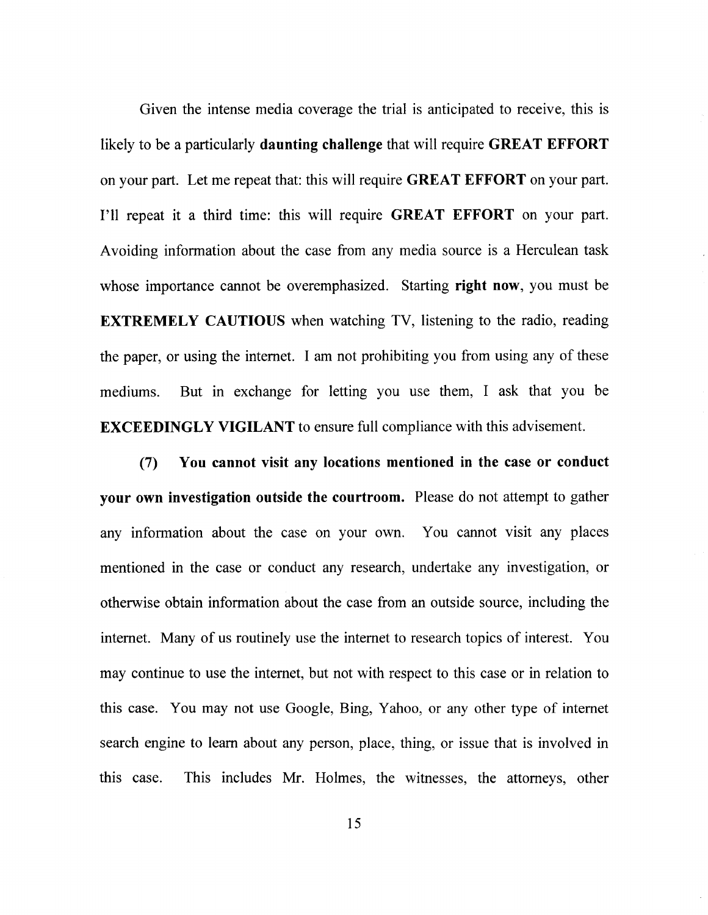Given the intense media coverage the trial is anticipated to receive, this is likely to be a particularly **daunting challenge** that will require **GREAT EFFORT** on your part. Let me repeat that: this will require **GREAT EFFORT** on your part. I'll repeat it a third time: this will require **GREAT EFFORT** on your part. Avoiding information about the case from any media source is a Herculean task whose importance cannot be overemphasized. Starting **right now**, you must be **EXTREMELY CAUTIOUS** when watching TV, listening to the radio, reading the paper, or using the internet. I am not prohibiting you from using any of these mediums. But in exchange for letting you use them, I ask that you be **EXCEEDINGLY VIGILANT** to ensure full compliance with this advisement.

**(7) You cannot visit any locations mentioned in the case or conduct your own investigation outside the courtroom.** Please do not attempt to gather any information about the case on your own. You cannot visit any places mentioned in the case or conduct any research, undertake any investigation, or otherwise obtain information about the case from an outside source, including the internet. Many of us routinely use the internet to research topics of interest. You may continue to use the internet, but not with respect to this case or in relation to this case. You may not use Google, Bing, Yahoo, or any other type of internet search engine to learn about any person, place, thing, or issue that is involved in this case. This includes Mr. Holmes, the witnesses, the attorneys, other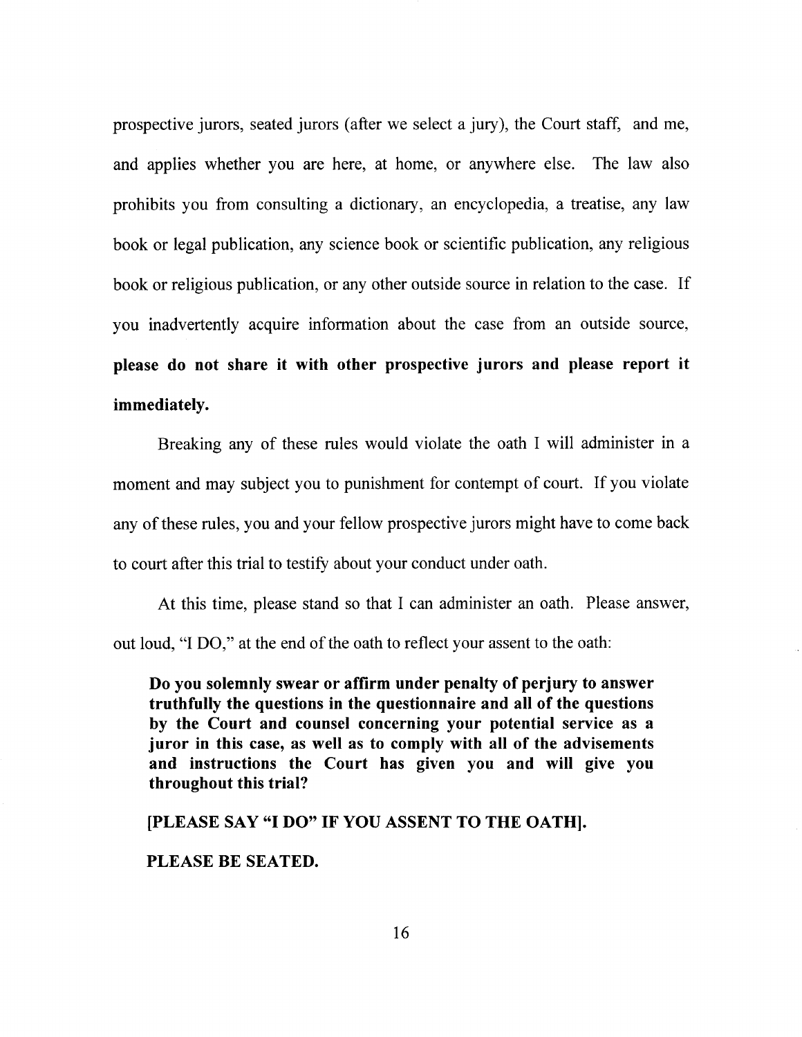prospective jurors, seated jurors (after we select a jury), the Court staff, and me, and applies whether you are here, at home, or anywhere else. The law also prohibits you from consulting a dictionary, an encyclopedia, a treatise, any law book or legal publication, any science book or scientific publication, any religious book or religious publication, or any other outside source in relation to the case. If you inadvertently acquire information about the case from an outside source, **please do not share it with other prospective jurors and please report it immediately.**

Breaking any of these rules would violate the oath I will administer in a moment and may subject you to punishment for contempt of court. If you violate any of these rules, you and your fellow prospective jurors might have to come back to court after this trial to testify about your conduct under oath.

At this time, please stand so that I can administer an oath. Please answer, out loud, "I DO," at the end of the oath to reflect your assent to the oath:

> **Do you solemnly swear or affirm under penalty of perjury to answer truthfully the questions in the questionnaire and all of the questions by the Court and counsel concerning your potential service as a juror in this case, as well as to comply with all of the advisements and instructions the Court has given you and will give you throughout this trial?**
>
> **[PLEASE SAY "I DO" IF YOU ASSENT TO THE OATH].**
>
> **PLEASE BE SEATED.**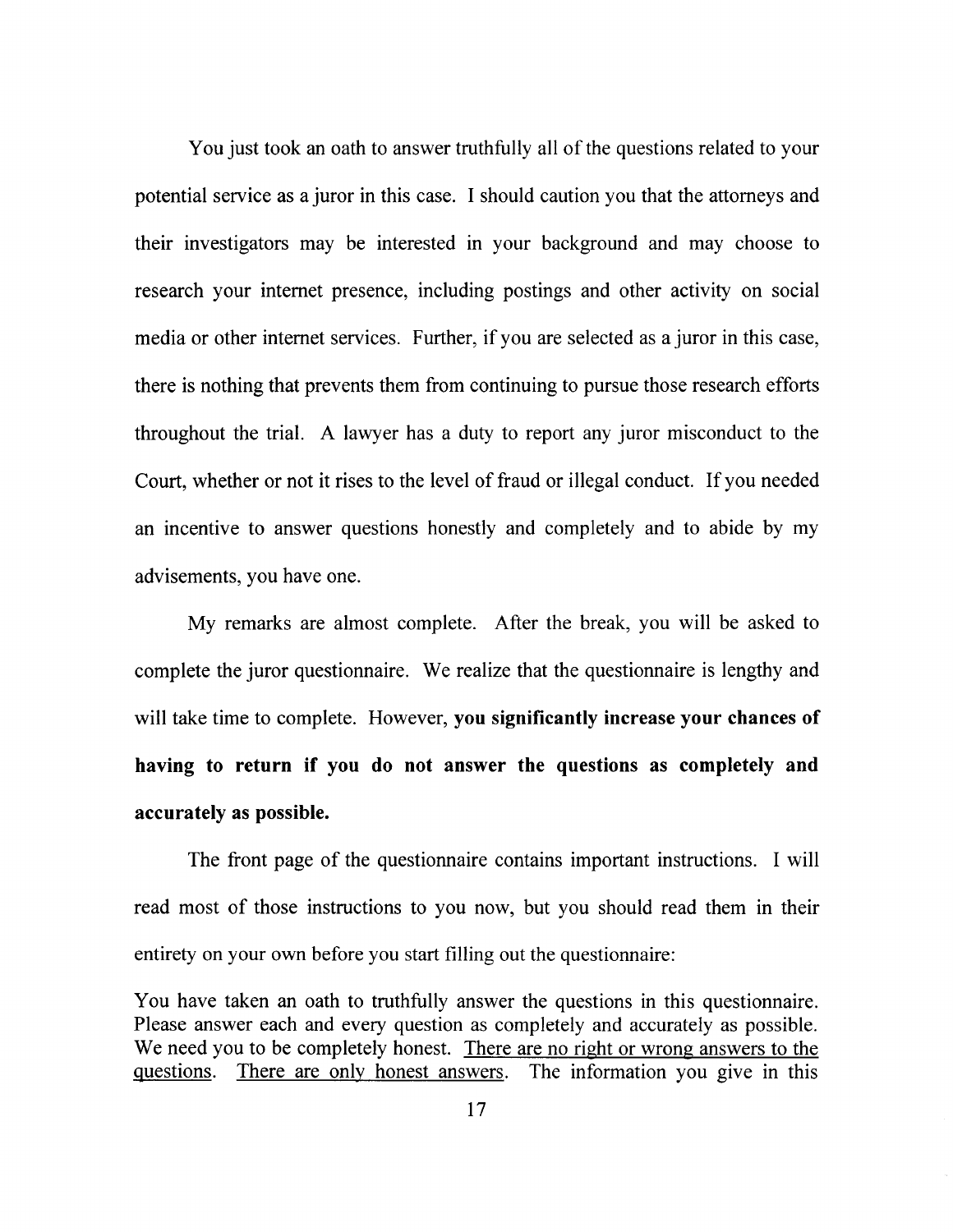You just took an oath to answer truthfully all of the questions related to your potential service as a juror in this case. I should caution you that the attorneys and their investigators may be interested in your background and may choose to research your internet presence, including postings and other activity on social media or other internet services. Further, if you are selected as a juror in this case, there is nothing that prevents them from continuing to pursue those research efforts throughout the trial. A lawyer has a duty to report any juror misconduct to the Court, whether or not it rises to the level of fraud or illegal conduct. If you needed an incentive to answer questions honestly and completely and to abide by my advisements, you have one.

My remarks are almost complete. After the break, you will be asked to complete the juror questionnaire. We realize that the questionnaire is lengthy and will take time to complete. However, **you significantly increase your chances of having to return if you do not answer the questions as completely and accurately as possible.**

The front page of the questionnaire contains important instructions. I will read most of those instructions to you now, but you should read them in their entirety on your own before you start filling out the questionnaire:

> You have taken an oath to truthfully answer the questions in this questionnaire. Please answer each and every question as completely and accurately as possible. We need you to be completely honest. <u>There are no right or wrong answers to the questions</u>. <u>There are only honest answers</u>. The information you give in this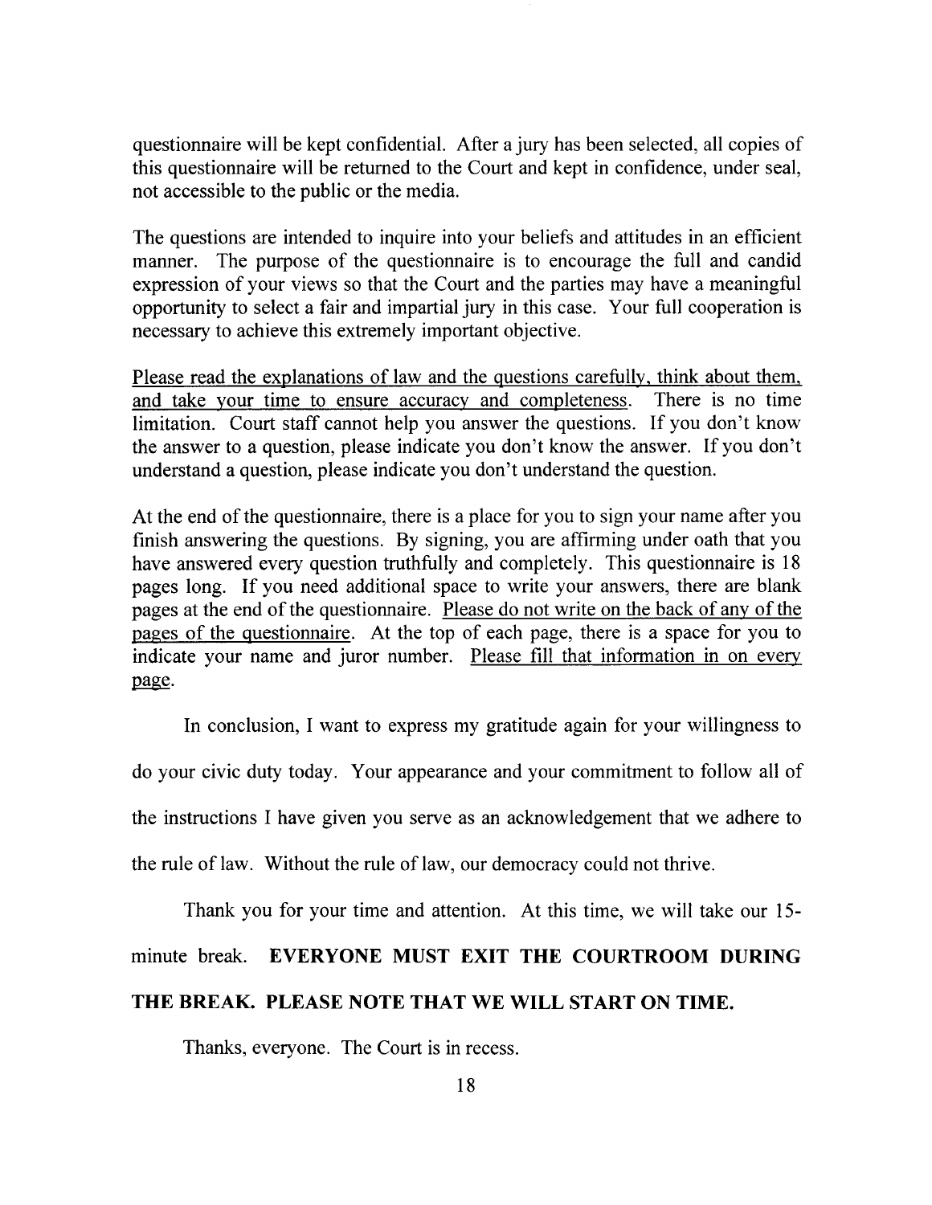questionnaire will be kept confidential. After a jury has been selected, all copies of this questionnaire will be returned to the Court and kept in confidence, under seal, not accessible to the public or the media.

The questions are intended to inquire into your beliefs and attitudes in an efficient manner. The purpose of the questionnaire is to encourage the full and candid expression of your views so that the Court and the parties may have a meaningful opportunity to select a fair and impartial jury in this case. Your full cooperation is necessary to achieve this extremely important objective.

<u>Please read the explanations of law and the questions carefully, think about them, and take your time to ensure accuracy and completeness.</u> There is no time limitation. Court staff cannot help you answer the questions. If you don't know the answer to a question, please indicate you don't know the answer. If you don't understand a question, please indicate you don't understand the question.

At the end of the questionnaire, there is a place for you to sign your name after you finish answering the questions. By signing, you are affirming under oath that you have answered every question truthfully and completely. This questionnaire is 18 pages long. If you need additional space to write your answers, there are blank pages at the end of the questionnaire. <u>Please do not write on the back of any of the pages of the questionnaire</u>. At the top of each page, there is a space for you to indicate your name and juror number. <u>Please fill that information in on every page</u>.

In conclusion, I want to express my gratitude again for your willingness to do your civic duty today. Your appearance and your commitment to follow all of the instructions I have given you serve as an acknowledgement that we adhere to the rule of law. Without the rule of law, our democracy could not thrive.

Thank you for your time and attention. At this time, we will take our 15-minute break. **EVERYONE MUST EXIT THE COURTROOM DURING THE BREAK. PLEASE NOTE THAT WE WILL START ON TIME.**

Thanks, everyone. The Court is in recess.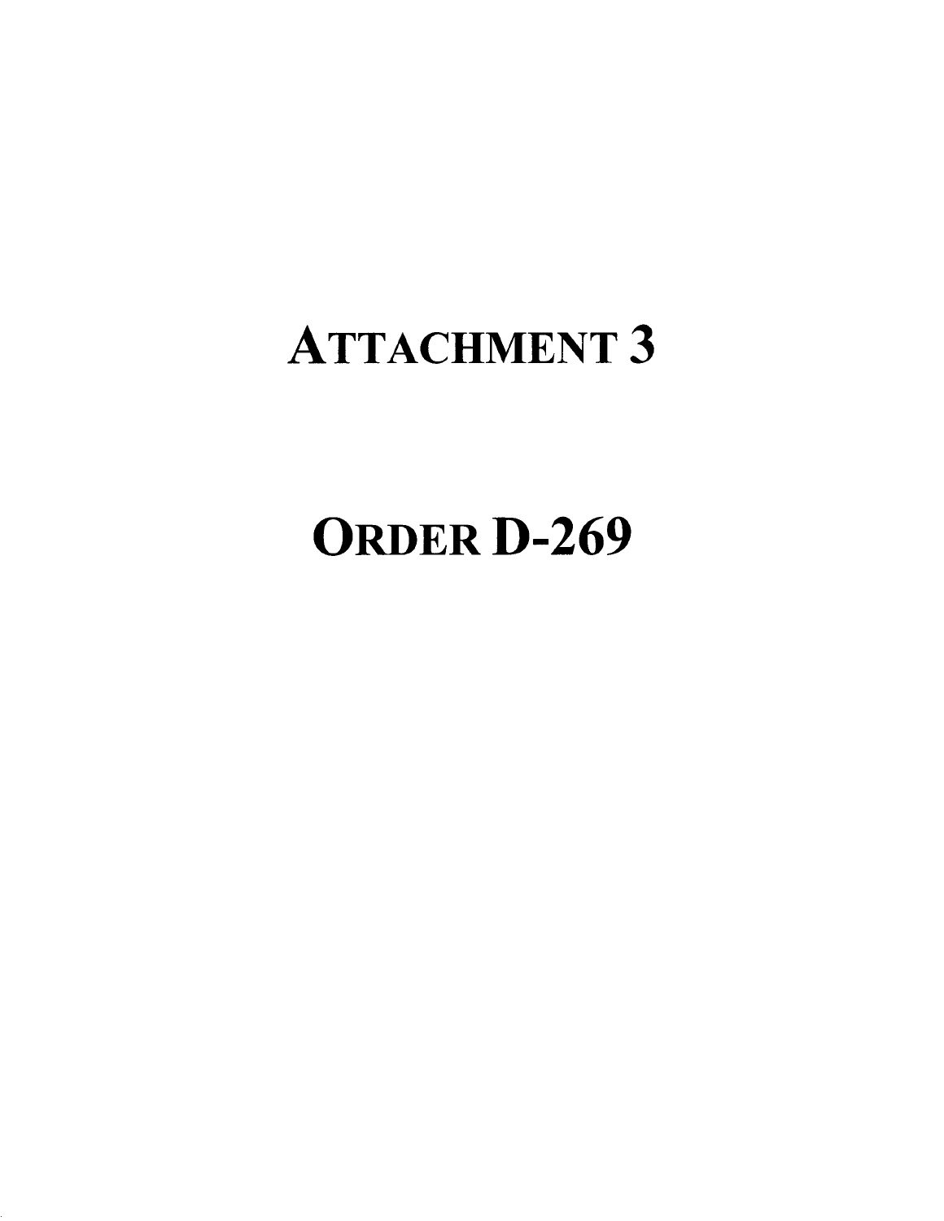# ATTACHMENT 3

# ORDER D-269